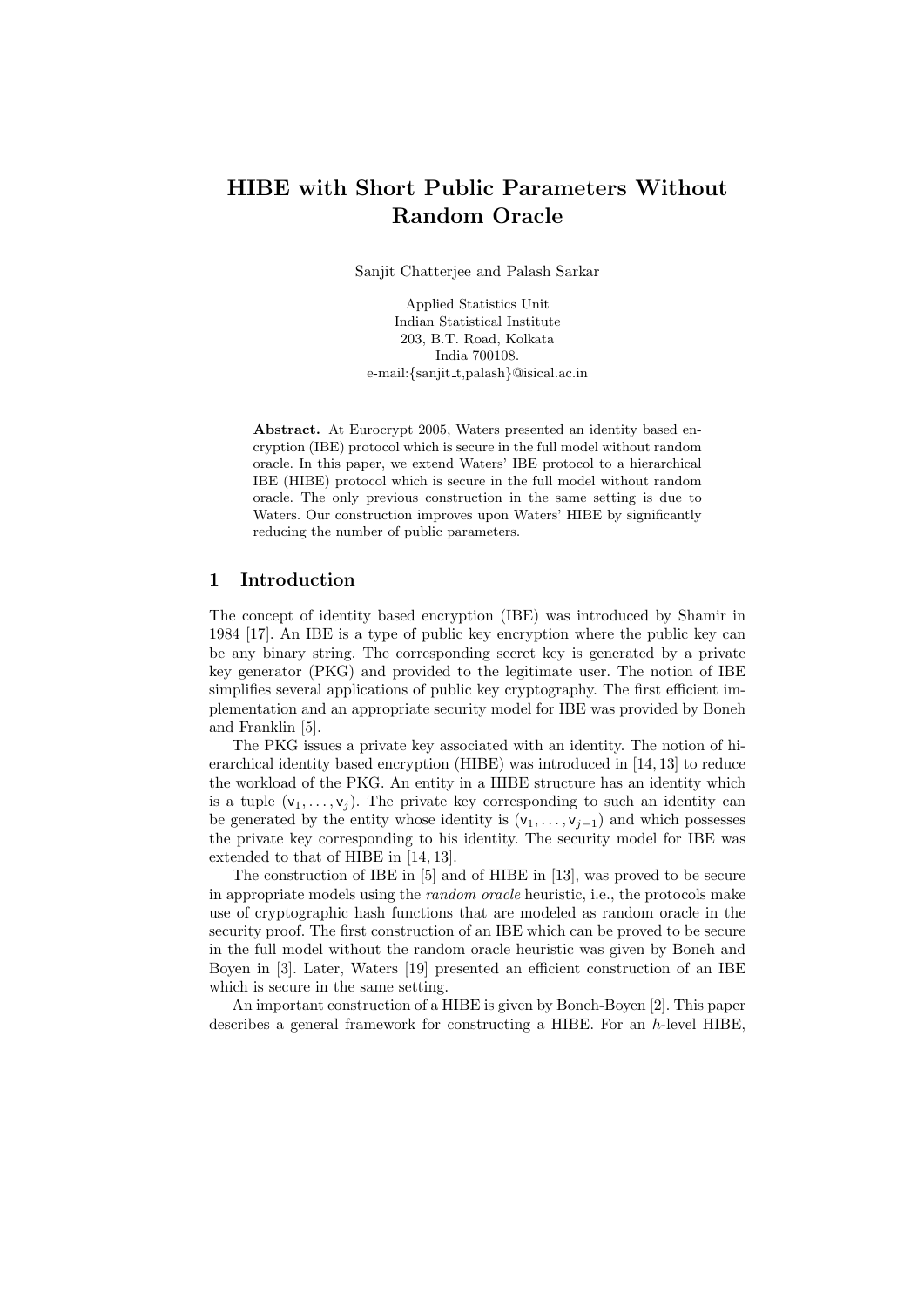# HIBE with Short Public Parameters Without Random Oracle

Sanjit Chatterjee and Palash Sarkar

Applied Statistics Unit
Indian Statistical Institute
203, B.T. Road, Kolkata
India 700108.
e-mail:{sanjit_t,palash}@isical.ac.in

**Abstract.** At Eurocrypt 2005, Waters presented an identity based encryption (IBE) protocol which is secure in the full model without random oracle. In this paper, we extend Waters' IBE protocol to a hierarchical IBE (HIBE) protocol which is secure in the full model without random oracle. The only previous construction in the same setting is due to Waters. Our construction improves upon Waters' HIBE by significantly reducing the number of public parameters.

## 1 Introduction

The concept of identity based encryption (IBE) was introduced by Shamir in 1984 [17]. An IBE is a type of public key encryption where the public key can be any binary string. The corresponding secret key is generated by a private key generator (PKG) and provided to the legitimate user. The notion of IBE simplifies several applications of public key cryptography. The first efficient implementation and an appropriate security model for IBE was provided by Boneh and Franklin [5].

The PKG issues a private key associated with an identity. The notion of hierarchical identity based encryption (HIBE) was introduced in [14, 13] to reduce the workload of the PKG. An entity in a HIBE structure has an identity which is a tuple $(\mathsf{v}_1, \ldots, \mathsf{v}_j)$. The private key corresponding to such an identity can be generated by the entity whose identity is $(\mathsf{v}_1, \ldots, \mathsf{v}_{j-1})$ and which possesses the private key corresponding to his identity. The security model for IBE was extended to that of HIBE in [14, 13].

The construction of IBE in [5] and of HIBE in [13], was proved to be secure in appropriate models using the *random oracle* heuristic, i.e., the protocols make use of cryptographic hash functions that are modeled as random oracle in the security proof. The first construction of an IBE which can be proved to be secure in the full model without the random oracle heuristic was given by Boneh and Boyen in [3]. Later, Waters [19] presented an efficient construction of an IBE which is secure in the same setting.

An important construction of a HIBE is given by Boneh-Boyen [2]. This paper describes a general framework for constructing a HIBE. For an $h$-level HIBE,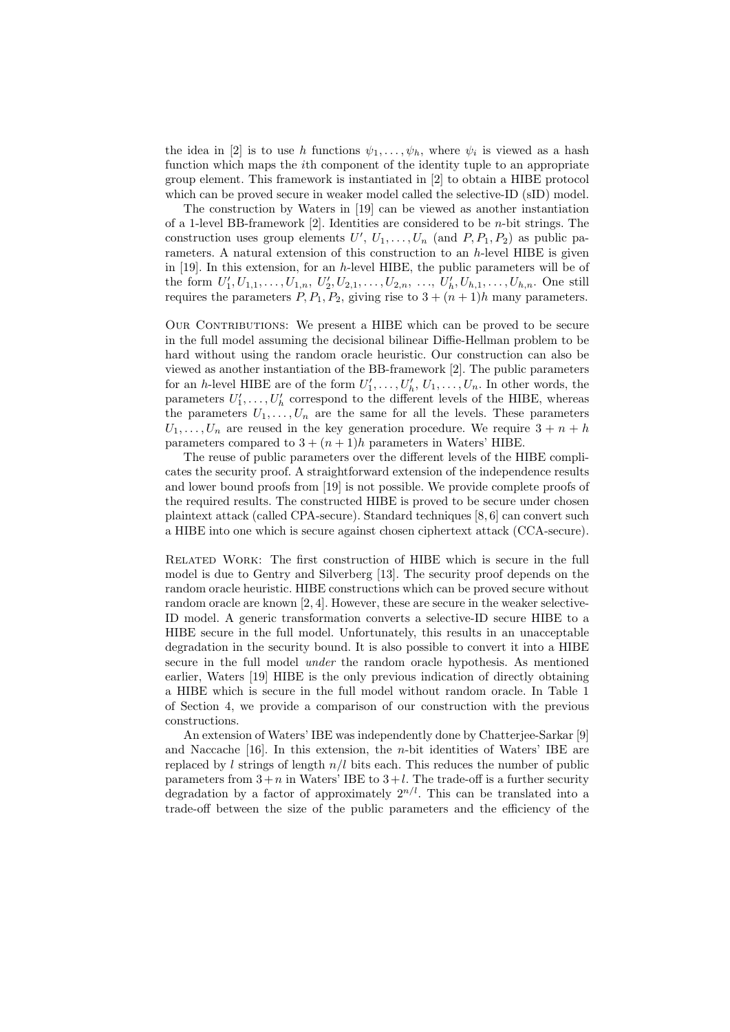the idea in [2] is to use $h$ functions $\psi_1, \ldots, \psi_h$, where $\psi_i$ is viewed as a hash function which maps the $i$th component of the identity tuple to an appropriate group element. This framework is instantiated in [2] to obtain a HIBE protocol which can be proved secure in weaker model called the selective-ID (sID) model.

The construction by Waters in [19] can be viewed as another instantiation of a 1-level BB-framework [2]. Identities are considered to be $n$-bit strings. The construction uses group elements $U'$, $U_1, \ldots, U_n$ (and $P, P_1, P_2$) as public parameters. A natural extension of this construction to an $h$-level HIBE is given in [19]. In this extension, for an $h$-level HIBE, the public parameters will be of the form $U'_1, U_{1,1}, \ldots, U_{1,n}$, $U'_2, U_{2,1}, \ldots, U_{2,n}$, $\ldots$, $U'_h, U_{h,1}, \ldots, U_{h,n}$. One still requires the parameters $P, P_1, P_2$, giving rise to $3 + (n + 1)h$ many parameters.

Our Contributions: We present a HIBE which can be proved to be secure in the full model assuming the decisional bilinear Diffie-Hellman problem to be hard without using the random oracle heuristic. Our construction can also be viewed as another instantiation of the BB-framework [2]. The public parameters for an $h$-level HIBE are of the form $U'_1, \ldots, U'_h$, $U_1, \ldots, U_n$. In other words, the parameters $U'_1, \ldots, U'_h$ correspond to the different levels of the HIBE, whereas the parameters $U_1, \ldots, U_n$ are the same for all the levels. These parameters $U_1, \ldots, U_n$ are reused in the key generation procedure. We require $3 + n + h$ parameters compared to $3 + (n + 1)h$ parameters in Waters' HIBE.

The reuse of public parameters over the different levels of the HIBE complicates the security proof. A straightforward extension of the independence results and lower bound proofs from [19] is not possible. We provide complete proofs of the required results. The constructed HIBE is proved to be secure under chosen plaintext attack (called CPA-secure). Standard techniques [8, 6] can convert such a HIBE into one which is secure against chosen ciphertext attack (CCA-secure).

Related Work: The first construction of HIBE which is secure in the full model is due to Gentry and Silverberg [13]. The security proof depends on the random oracle heuristic. HIBE constructions which can be proved secure without random oracle are known [2, 4]. However, these are secure in the weaker selective-ID model. A generic transformation converts a selective-ID secure HIBE to a HIBE secure in the full model. Unfortunately, this results in an unacceptable degradation in the security bound. It is also possible to convert it into a HIBE secure in the full model *under* the random oracle hypothesis. As mentioned earlier, Waters [19] HIBE is the only previous indication of directly obtaining a HIBE which is secure in the full model without random oracle. In Table 1 of Section 4, we provide a comparison of our construction with the previous constructions.

An extension of Waters' IBE was independently done by Chatterjee-Sarkar [9] and Naccache [16]. In this extension, the $n$-bit identities of Waters' IBE are replaced by $l$ strings of length $n/l$ bits each. This reduces the number of public parameters from $3+n$ in Waters' IBE to $3+l$. The trade-off is a further security degradation by a factor of approximately $2^{n/l}$. This can be translated into a trade-off between the size of the public parameters and the efficiency of the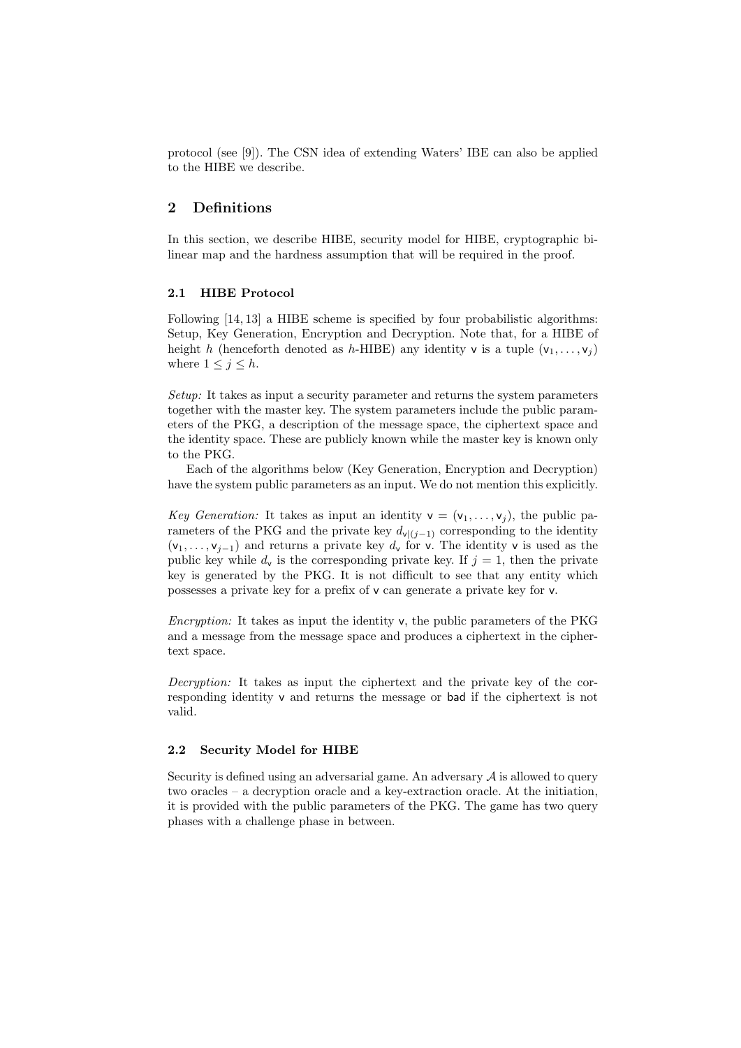protocol (see [9]). The CSN idea of extending Waters' IBE can also be applied to the HIBE we describe.

## 2 Definitions

In this section, we describe HIBE, security model for HIBE, cryptographic bilinear map and the hardness assumption that will be required in the proof.

### 2.1 HIBE Protocol

Following [14, 13] a HIBE scheme is specified by four probabilistic algorithms: Setup, Key Generation, Encryption and Decryption. Note that, for a HIBE of height $h$ (henceforth denoted as $h$-HIBE) any identity $\mathsf{v}$ is a tuple $(\mathsf{v}_1, \ldots, \mathsf{v}_j)$ where $1 \leq j \leq h$.

*Setup:* It takes as input a security parameter and returns the system parameters together with the master key. The system parameters include the public parameters of the PKG, a description of the message space, the ciphertext space and the identity space. These are publicly known while the master key is known only to the PKG.

Each of the algorithms below (Key Generation, Encryption and Decryption) have the system public parameters as an input. We do not mention this explicitly.

*Key Generation:* It takes as input an identity $\mathsf{v} = (\mathsf{v}_1, \ldots, \mathsf{v}_j)$, the public parameters of the PKG and the private key $d_{\mathsf{v}|(j-1)}$ corresponding to the identity $(\mathsf{v}_1, \ldots, \mathsf{v}_{j-1})$ and returns a private key $d_{\mathsf{v}}$ for $\mathsf{v}$. The identity $\mathsf{v}$ is used as the public key while $d_{\mathsf{v}}$ is the corresponding private key. If $j = 1$, then the private key is generated by the PKG. It is not difficult to see that any entity which possesses a private key for a prefix of $\mathsf{v}$ can generate a private key for $\mathsf{v}$.

*Encryption:* It takes as input the identity $\mathsf{v}$, the public parameters of the PKG and a message from the message space and produces a ciphertext in the ciphertext space.

*Decryption:* It takes as input the ciphertext and the private key of the corresponding identity $\mathsf{v}$ and returns the message or bad if the ciphertext is not valid.

### 2.2 Security Model for HIBE

Security is defined using an adversarial game. An adversary $\mathcal{A}$ is allowed to query two oracles – a decryption oracle and a key-extraction oracle. At the initiation, it is provided with the public parameters of the PKG. The game has two query phases with a challenge phase in between.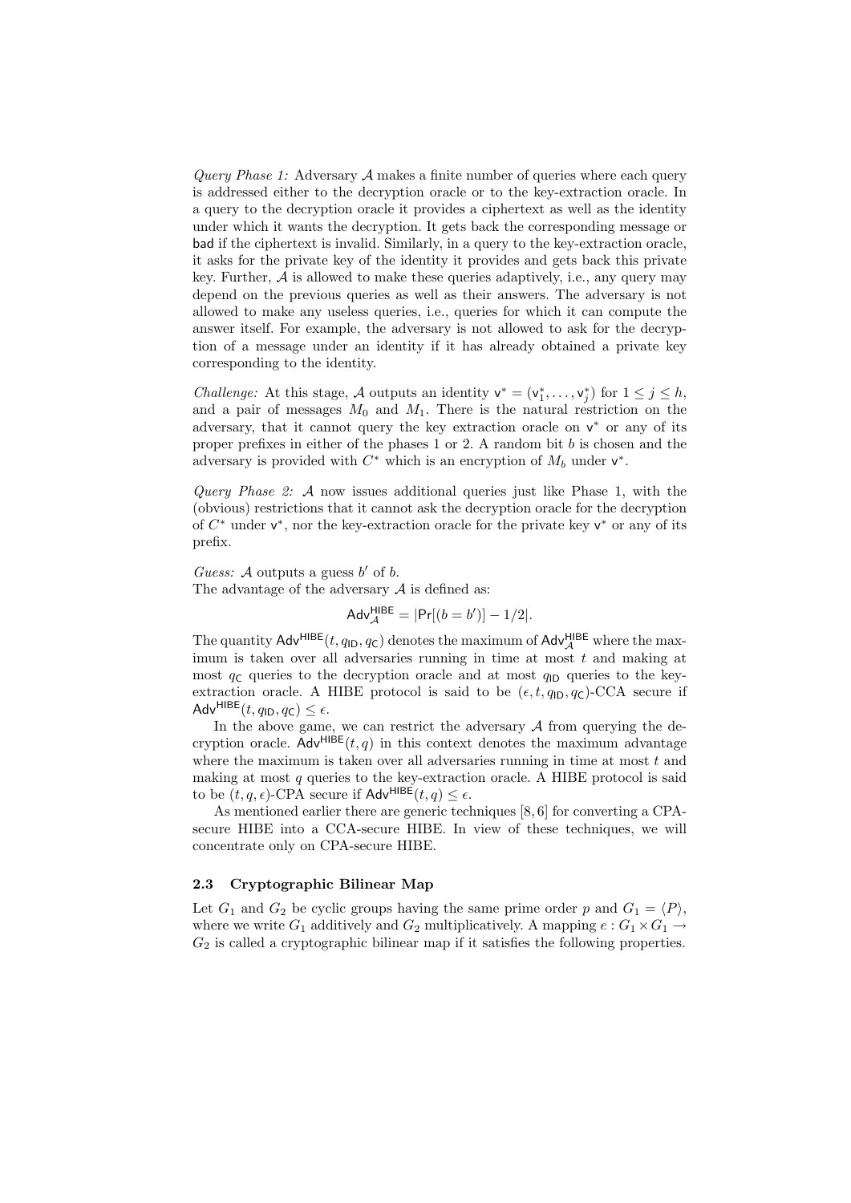*Query Phase 1:* Adversary $\mathcal{A}$ makes a finite number of queries where each query is addressed either to the decryption oracle or to the key-extraction oracle. In a query to the decryption oracle it provides a ciphertext as well as the identity under which it wants the decryption. It gets back the corresponding message or $\mathsf{bad}$ if the ciphertext is invalid. Similarly, in a query to the key-extraction oracle, it asks for the private key of the identity it provides and gets back this private key. Further, $\mathcal{A}$ is allowed to make these queries adaptively, i.e., any query may depend on the previous queries as well as their answers. The adversary is not allowed to make any useless queries, i.e., queries for which it can compute the answer itself. For example, the adversary is not allowed to ask for the decryption of a message under an identity if it has already obtained a private key corresponding to the identity.

*Challenge:* At this stage, $\mathcal{A}$ outputs an identity $\mathsf{v}^* = (\mathsf{v}_1^*, \ldots, \mathsf{v}_j^*)$ for $1 \leq j \leq h$, and a pair of messages $M_0$ and $M_1$. There is the natural restriction on the adversary, that it cannot query the key extraction oracle on $\mathsf{v}^*$ or any of its proper prefixes in either of the phases 1 or 2. A random bit $b$ is chosen and the adversary is provided with $C^*$ which is an encryption of $M_b$ under $\mathsf{v}^*$.

*Query Phase 2:* $\mathcal{A}$ now issues additional queries just like Phase 1, with the (obvious) restrictions that it cannot ask the decryption oracle for the decryption of $C^*$ under $\mathsf{v}^*$, nor the key-extraction oracle for the private key $\mathsf{v}^*$ or any of its prefix.

*Guess:* $\mathcal{A}$ outputs a guess $b'$ of $b$.
The advantage of the adversary $\mathcal{A}$ is defined as:

$$\mathsf{Adv}_{\mathcal{A}}^{\mathsf{HIBE}} = |\Pr[(b = b')] - 1/2|.$$

The quantity $\mathsf{Adv}^{\mathsf{HIBE}}(t, q_{\mathsf{ID}}, q_{\mathsf{C}})$ denotes the maximum of $\mathsf{Adv}_{\mathcal{A}}^{\mathsf{HIBE}}$ where the maximum is taken over all adversaries running in time at most $t$ and making at most $q_{\mathsf{C}}$ queries to the decryption oracle and at most $q_{\mathsf{ID}}$ queries to the key-extraction oracle. A HIBE protocol is said to be $(\epsilon, t, q_{\mathsf{ID}}, q_{\mathsf{C}})$-CCA secure if $\mathsf{Adv}^{\mathsf{HIBE}}(t, q_{\mathsf{ID}}, q_{\mathsf{C}}) \leq \epsilon$.

In the above game, we can restrict the adversary $\mathcal{A}$ from querying the decryption oracle. $\mathsf{Adv}^{\mathsf{HIBE}}(t, q)$ in this context denotes the maximum advantage where the maximum is taken over all adversaries running in time at most $t$ and making at most $q$ queries to the key-extraction oracle. A HIBE protocol is said to be $(t, q, \epsilon)$-CPA secure if $\mathsf{Adv}^{\mathsf{HIBE}}(t, q) \leq \epsilon$.

As mentioned earlier there are generic techniques [8, 6] for converting a CPA-secure HIBE into a CCA-secure HIBE. In view of these techniques, we will concentrate only on CPA-secure HIBE.

### 2.3 Cryptographic Bilinear Map

Let $G_1$ and $G_2$ be cyclic groups having the same prime order $p$ and $G_1 = \langle P \rangle$, where we write $G_1$ additively and $G_2$ multiplicatively. A mapping $e : G_1 \times G_1 \rightarrow G_2$ is called a cryptographic bilinear map if it satisfies the following properties.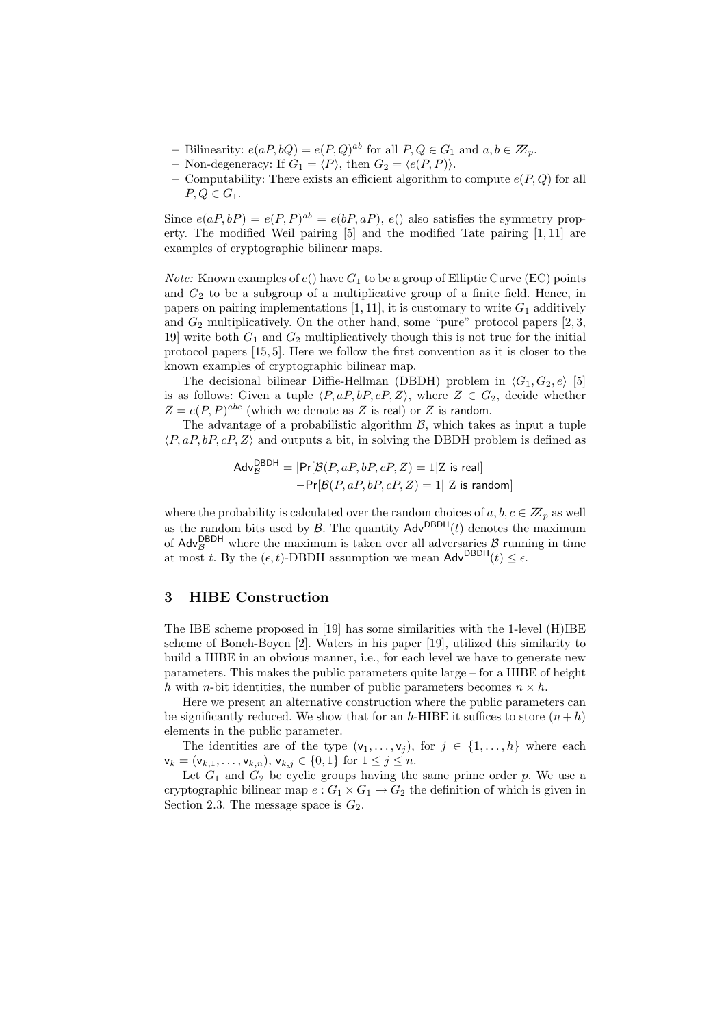- Bilinearity: $e(aP, bQ) = e(P, Q)^{ab}$ for all $P, Q \in G_1$ and $a, b \in \mathbb{Z}_p$.
- Non-degeneracy: If $G_1 = \langle P \rangle$, then $G_2 = \langle e(P, P) \rangle$.
- Computability: There exists an efficient algorithm to compute $e(P, Q)$ for all $P, Q \in G_1$.

Since $e(aP, bP) = e(P, P)^{ab} = e(bP, aP)$, $e()$ also satisfies the symmetry property. The modified Weil pairing [5] and the modified Tate pairing [1, 11] are examples of cryptographic bilinear maps.

*Note:* Known examples of $e()$ have $G_1$ to be a group of Elliptic Curve (EC) points and $G_2$ to be a subgroup of a multiplicative group of a finite field. Hence, in papers on pairing implementations [1, 11], it is customary to write $G_1$ additively and $G_2$ multiplicatively. On the other hand, some "pure" protocol papers [2, 3, 19] write both $G_1$ and $G_2$ multiplicatively though this is not true for the initial protocol papers [15, 5]. Here we follow the first convention as it is closer to the known examples of cryptographic bilinear map.

The decisional bilinear Diffie-Hellman (DBDH) problem in $\langle G_1, G_2, e \rangle$ [5] is as follows: Given a tuple $\langle P, aP, bP, cP, Z \rangle$, where $Z \in G_2$, decide whether $Z = e(P, P)^{abc}$ (which we denote as $Z$ is $\mathsf{real}$) or $Z$ is $\mathsf{random}$.

The advantage of a probabilistic algorithm $\mathcal{B}$, which takes as input a tuple $\langle P, aP, bP, cP, Z \rangle$ and outputs a bit, in solving the DBDH problem is defined as

$$\begin{aligned}\mathsf{Adv}_{\mathcal{B}}^{\mathsf{DBDH}} = |&\mathsf{Pr}[\mathcal{B}(P, aP, bP, cP, Z) = 1 | \mathsf{Z \text{ is real}}] \\ &- \mathsf{Pr}[\mathcal{B}(P, aP, bP, cP, Z) = 1 | \mathsf{Z \text{ is random}}]|\end{aligned}$$

where the probability is calculated over the random choices of $a, b, c \in \mathbb{Z}_p$ as well as the random bits used by $\mathcal{B}$. The quantity $\mathsf{Adv}^{\mathsf{DBDH}}(t)$ denotes the maximum of $\mathsf{Adv}_{\mathcal{B}}^{\mathsf{DBDH}}$ where the maximum is taken over all adversaries $\mathcal{B}$ running in time at most $t$. By the $(\epsilon, t)$-DBDH assumption we mean $\mathsf{Adv}^{\mathsf{DBDH}}(t) \leq \epsilon$.

## 3 HIBE Construction

The IBE scheme proposed in [19] has some similarities with the 1-level (H)IBE scheme of Boneh-Boyen [2]. Waters in his paper [19], utilized this similarity to build a HIBE in an obvious manner, i.e., for each level we have to generate new parameters. This makes the public parameters quite large – for a HIBE of height $h$ with $n$-bit identities, the number of public parameters becomes $n \times h$.

Here we present an alternative construction where the public parameters can be significantly reduced. We show that for an $h$-HIBE it suffices to store $(n + h)$ elements in the public parameter.

The identities are of the type $(\mathsf{v}_1, \ldots, \mathsf{v}_j)$, for $j \in \{1, \ldots, h\}$ where each $\mathsf{v}_k = (\mathsf{v}_{k,1}, \ldots, \mathsf{v}_{k,n})$, $\mathsf{v}_{k,j} \in \{0, 1\}$ for $1 \leq j \leq n$.

Let $G_1$ and $G_2$ be cyclic groups having the same prime order $p$. We use a cryptographic bilinear map $e : G_1 \times G_1 \to G_2$ the definition of which is given in Section 2.3. The message space is $G_2$.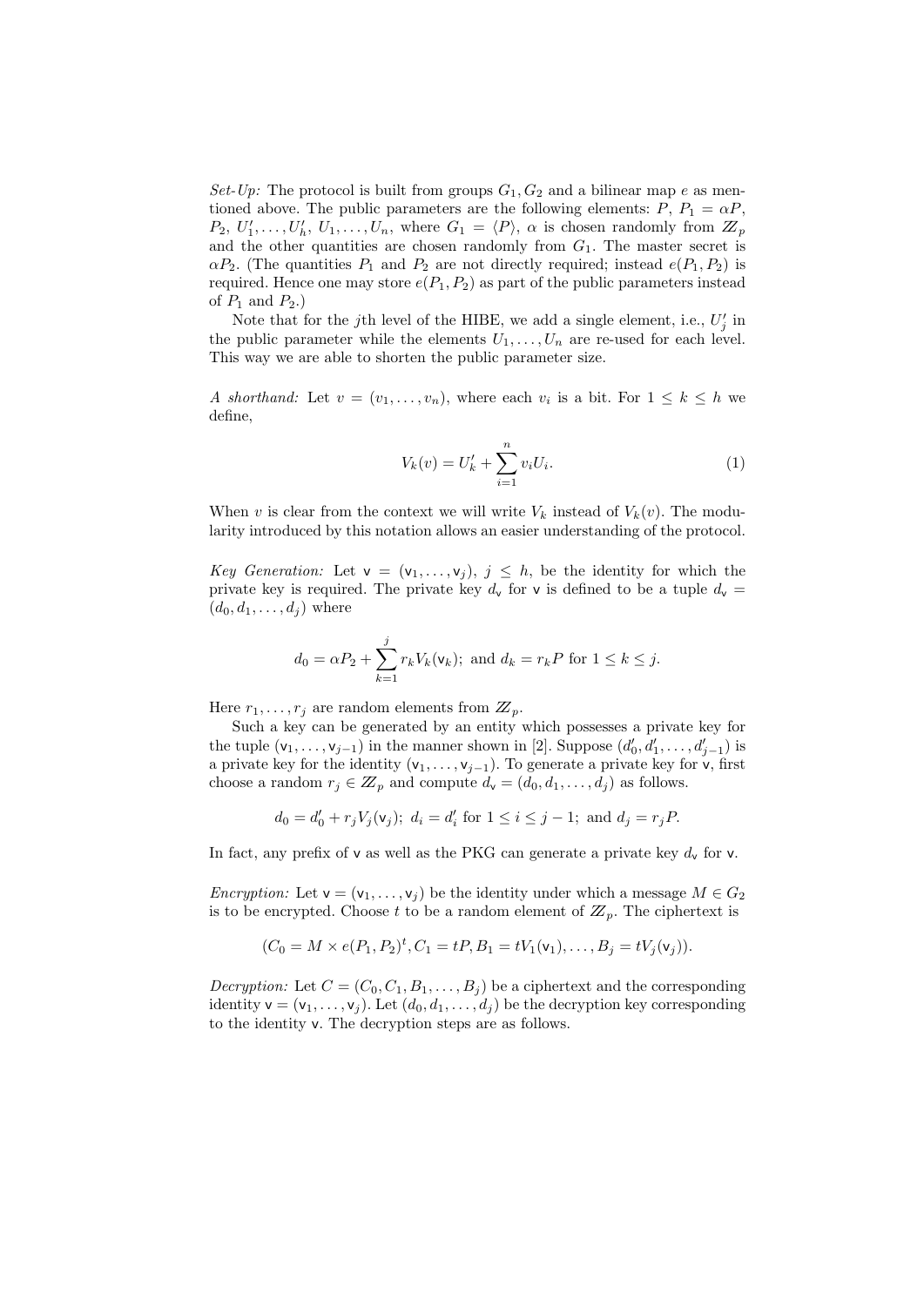*Set-Up:* The protocol is built from groups $G_1, G_2$ and a bilinear map $e$ as mentioned above. The public parameters are the following elements: $P$, $P_1 = \alpha P$, $P_2$, $U'_1, \ldots, U'_h$, $U_1, \ldots, U_n$, where $G_1 = \langle P \rangle$, $\alpha$ is chosen randomly from $\mathbb{Z}_p$ and the other quantities are chosen randomly from $G_1$. The master secret is $\alpha P_2$. (The quantities $P_1$ and $P_2$ are not directly required; instead $e(P_1, P_2)$ is required. Hence one may store $e(P_1, P_2)$ as part of the public parameters instead of $P_1$ and $P_2$.)

Note that for the $j$th level of the HIBE, we add a single element, i.e., $U'_j$ in the public parameter while the elements $U_1, \ldots, U_n$ are re-used for each level. This way we are able to shorten the public parameter size.

*A shorthand:* Let $v = (v_1, \ldots, v_n)$, where each $v_i$ is a bit. For $1 \leq k \leq h$ we define,

$$V_k(v) = U'_k + \sum_{i=1}^{n} v_i U_i. \tag{1}$$

When $v$ is clear from the context we will write $V_k$ instead of $V_k(v)$. The modularity introduced by this notation allows an easier understanding of the protocol.

*Key Generation:* Let $\mathsf{v} = (\mathsf{v}_1, \ldots, \mathsf{v}_j)$, $j \leq h$, be the identity for which the private key is required. The private key $d_{\mathsf{v}}$ for $\mathsf{v}$ is defined to be a tuple $d_{\mathsf{v}} = (d_0, d_1, \ldots, d_j)$ where

$$d_0 = \alpha P_2 + \sum_{k=1}^{j} r_k V_k(\mathsf{v}_k); \text{ and } d_k = r_k P \text{ for } 1 \leq k \leq j.$$

Here $r_1, \ldots, r_j$ are random elements from $\mathbb{Z}_p$.

Such a key can be generated by an entity which possesses a private key for the tuple $(\mathsf{v}_1, \ldots, \mathsf{v}_{j-1})$ in the manner shown in [2]. Suppose $(d'_0, d'_1, \ldots, d'_{j-1})$ is a private key for the identity $(\mathsf{v}_1, \ldots, \mathsf{v}_{j-1})$. To generate a private key for $\mathsf{v}$, first choose a random $r_j \in \mathbb{Z}_p$ and compute $d_{\mathsf{v}} = (d_0, d_1, \ldots, d_j)$ as follows.

$$d_0 = d'_0 + r_j V_j(\mathsf{v}_j); \; d_i = d'_i \text{ for } 1 \leq i \leq j-1; \text{ and } d_j = r_j P.$$

In fact, any prefix of $\mathsf{v}$ as well as the PKG can generate a private key $d_{\mathsf{v}}$ for $\mathsf{v}$.

*Encryption:* Let $\mathsf{v} = (\mathsf{v}_1, \ldots, \mathsf{v}_j)$ be the identity under which a message $M \in G_2$ is to be encrypted. Choose $t$ to be a random element of $\mathbb{Z}_p$. The ciphertext is

$$(C_0 = M \times e(P_1, P_2)^t, C_1 = tP, B_1 = tV_1(\mathsf{v}_1), \ldots, B_j = tV_j(\mathsf{v}_j)).$$

*Decryption:* Let $C = (C_0, C_1, B_1, \ldots, B_j)$ be a ciphertext and the corresponding identity $\mathsf{v} = (\mathsf{v}_1, \ldots, \mathsf{v}_j)$. Let $(d_0, d_1, \ldots, d_j)$ be the decryption key corresponding to the identity $\mathsf{v}$. The decryption steps are as follows.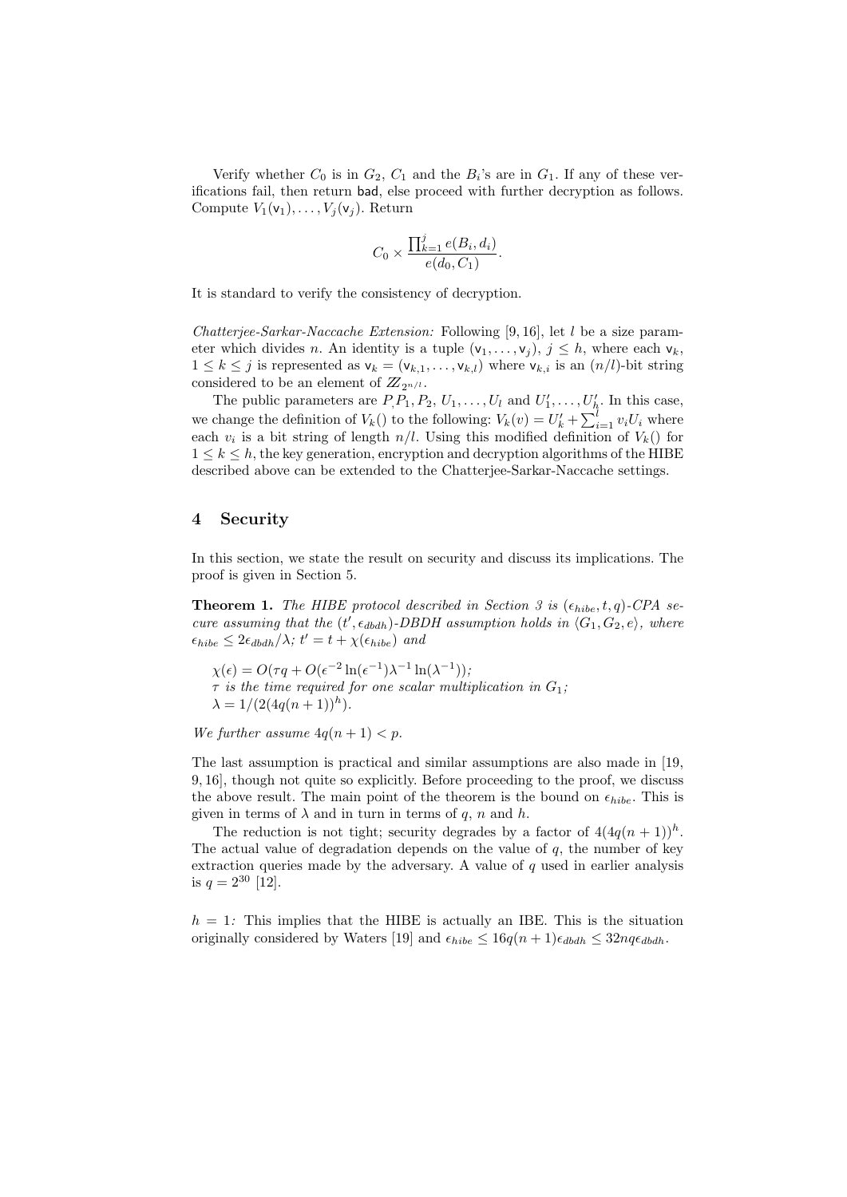Verify whether $C_0$ is in $G_2$, $C_1$ and the $B_i$'s are in $G_1$. If any of these verifications fail, then return bad, else proceed with further decryption as follows. Compute $V_1(\mathsf{v}_1), \ldots, V_j(\mathsf{v}_j)$. Return

$$C_0 \times \frac{\prod_{k=1}^{j} e(B_i, d_i)}{e(d_0, C_1)}.$$

It is standard to verify the consistency of decryption.

*Chatterjee-Sarkar-Naccache Extension:* Following [9, 16], let $l$ be a size parameter which divides $n$. An identity is a tuple $(\mathsf{v}_1, \ldots, \mathsf{v}_j)$, $j \leq h$, where each $\mathsf{v}_k$, $1 \leq k \leq j$ is represented as $\mathsf{v}_k = (\mathsf{v}_{k,1}, \ldots, \mathsf{v}_{k,l})$ where $\mathsf{v}_{k,i}$ is an $(n/l)$-bit string considered to be an element of $\mathbb{Z}_{2^{n/l}}$.

The public parameters are $P, P_1, P_2, U_1, \ldots, U_l$ and $U'_1, \ldots, U'_h$. In this case, we change the definition of $V_k()$ to the following: $V_k(v) = U'_k + \sum_{i=1}^{l} v_i U_i$ where each $v_i$ is a bit string of length $n/l$. Using this modified definition of $V_k()$ for $1 \leq k \leq h$, the key generation, encryption and decryption algorithms of the HIBE described above can be extended to the Chatterjee-Sarkar-Naccache settings.

## 4 Security

In this section, we state the result on security and discuss its implications. The proof is given in Section 5.

**Theorem 1.** *The HIBE protocol described in Section 3 is $(\epsilon_{hibe}, t, q)$-CPA secure assuming that the $(t', \epsilon_{dbdh})$-DBDH assumption holds in $\langle G_1, G_2, e\rangle$, where $\epsilon_{hibe} \leq 2\epsilon_{dbdh}/\lambda$; $t' = t + \chi(\epsilon_{hibe})$ and*

$\chi(\epsilon) = O(\tau q + O(\epsilon^{-2} \ln(\epsilon^{-1})\lambda^{-1} \ln(\lambda^{-1}))$;
*$\tau$ is the time required for one scalar multiplication in $G_1$;*
$\lambda = 1/(2(4q(n+1))^h)$.

*We further assume $4q(n+1) < p$.*

The last assumption is practical and similar assumptions are also made in [19, 9, 16], though not quite so explicitly. Before proceeding to the proof, we discuss the above result. The main point of the theorem is the bound on $\epsilon_{hibe}$. This is given in terms of $\lambda$ and in turn in terms of $q$, $n$ and $h$.

The reduction is not tight; security degrades by a factor of $4(4q(n+1))^h$. The actual value of degradation depends on the value of $q$, the number of key extraction queries made by the adversary. A value of $q$ used in earlier analysis is $q = 2^{30}$ [12].

*$h = 1$:* This implies that the HIBE is actually an IBE. This is the situation originally considered by Waters [19] and $\epsilon_{hibe} \leq 16q(n+1)\epsilon_{dbdh} \leq 32nq\epsilon_{dbdh}$.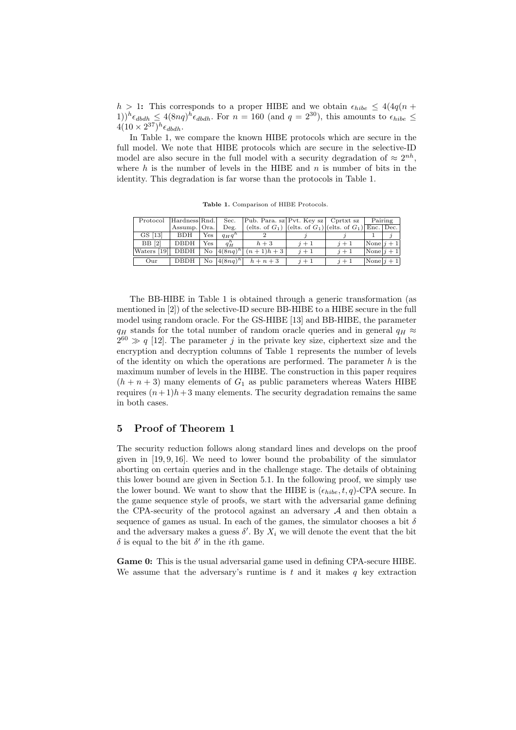**$h > 1$:** This corresponds to a proper HIBE and we obtain $\epsilon_{hibe} \leq 4(4q(n+1))^h \epsilon_{dbdh} \leq 4(8nq)^h \epsilon_{dbdh}$. For $n = 160$ (and $q = 2^{30}$), this amounts to $\epsilon_{hibe} \leq 4(10 \times 2^{37})^h \epsilon_{dbdh}$.

In Table 1, we compare the known HIBE protocols which are secure in the full model. We note that HIBE protocols which are secure in the selective-ID model are also secure in the full model with a security degradation of $\approx 2^{nh}$, where $h$ is the number of levels in the HIBE and $n$ is number of bits in the identity. This degradation is far worse than the protocols in Table 1.

**Table 1.** Comparison of HIBE Protocols.

| Protocol | Hardness Assump. | Rnd. Ora. | Sec. Deg. | Pub. Para. sz (elts. of $G_1$) | Pvt. Key sz (elts. of $G_1$) | Cprtxt sz (elts. of $G_1$) | Pairing Enc. | Pairing Dec. |
|---|---|---|---|---|---|---|---|---|
| GS [13] | BDH | Yes | $q_H q^h$ | 2 | $j$ | $j$ | 1 | $j$ |
| BB [2] | DBDH | Yes | $q_H^h$ | $h+3$ | $j+1$ | $j+1$ | None | $j+1$ |
| Waters [19] | DBDH | No | $4(8nq)^h$ | $(n+1)h+3$ | $j+1$ | $j+1$ | None | $j+1$ |
| Our | DBDH | No | $4(8nq)^h$ | $h+n+3$ | $j+1$ | $j+1$ | None | $j+1$ |

The BB-HIBE in Table 1 is obtained through a generic transformation (as mentioned in [2]) of the selective-ID secure BB-HIBE to a HIBE secure in the full model using random oracle. For the GS-HIBE [13] and BB-HIBE, the parameter $q_H$ stands for the total number of random oracle queries and in general $q_H \approx 2^{60} \gg q$ [12]. The parameter $j$ in the private key size, ciphertext size and the encryption and decryption columns of Table 1 represents the number of levels of the identity on which the operations are performed. The parameter $h$ is the maximum number of levels in the HIBE. The construction in this paper requires $(h+n+3)$ many elements of $G_1$ as public parameters whereas Waters HIBE requires $(n+1)h+3$ many elements. The security degradation remains the same in both cases.

## 5 Proof of Theorem 1

The security reduction follows along standard lines and develops on the proof given in [19, 9, 16]. We need to lower bound the probability of the simulator aborting on certain queries and in the challenge stage. The details of obtaining this lower bound are given in Section 5.1. In the following proof, we simply use the lower bound. We want to show that the HIBE is $(\epsilon_{hibe}, t, q)$-CPA secure. In the game sequence style of proofs, we start with the adversarial game defining the CPA-security of the protocol against an adversary $\mathcal{A}$ and then obtain a sequence of games as usual. In each of the games, the simulator chooses a bit $\delta$ and the adversary makes a guess $\delta'$. By $X_i$ we will denote the event that the bit $\delta$ is equal to the bit $\delta'$ in the $i$th game.

**Game 0:** This is the usual adversarial game used in defining CPA-secure HIBE. We assume that the adversary's runtime is $t$ and it makes $q$ key extraction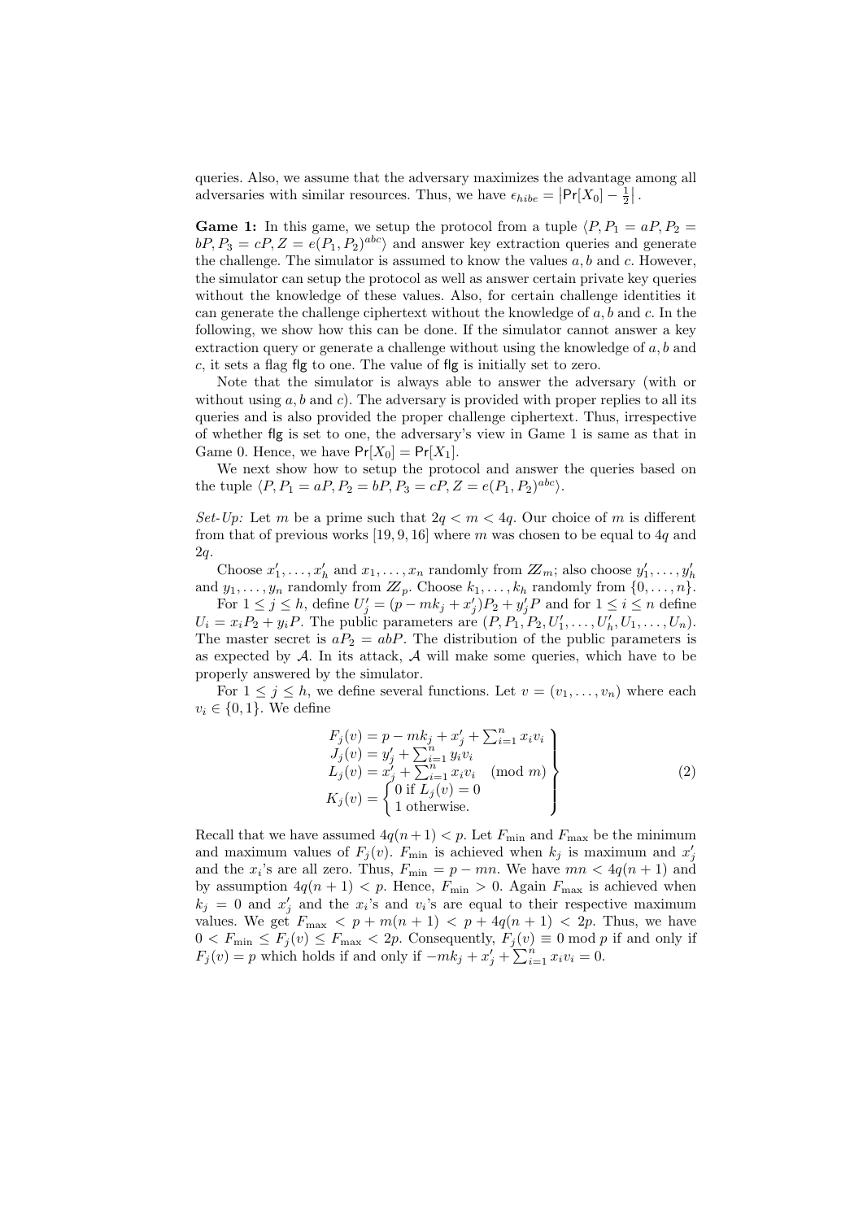queries. Also, we assume that the adversary maximizes the advantage among all adversaries with similar resources. Thus, we have $\epsilon_{hibe} = \left|\Pr[X_0] - \frac{1}{2}\right|$.

**Game 1:** In this game, we setup the protocol from a tuple $\langle P, P_1 = aP, P_2 = bP, P_3 = cP, Z = e(P_1, P_2)^{abc}\rangle$ and answer key extraction queries and generate the challenge. The simulator is assumed to know the values $a, b$ and $c$. However, the simulator can setup the protocol as well as answer certain private key queries without the knowledge of these values. Also, for certain challenge identities it can generate the challenge ciphertext without the knowledge of $a, b$ and $c$. In the following, we show how this can be done. If the simulator cannot answer a key extraction query or generate a challenge without using the knowledge of $a, b$ and $c$, it sets a flag $\mathsf{flg}$ to one. The value of $\mathsf{flg}$ is initially set to zero.

Note that the simulator is always able to answer the adversary (with or without using $a, b$ and $c$). The adversary is provided with proper replies to all its queries and is also provided the proper challenge ciphertext. Thus, irrespective of whether $\mathsf{flg}$ is set to one, the adversary's view in Game 1 is same as that in Game 0. Hence, we have $\Pr[X_0] = \Pr[X_1]$.

We next show how to setup the protocol and answer the queries based on the tuple $\langle P, P_1 = aP, P_2 = bP, P_3 = cP, Z = e(P_1, P_2)^{abc}\rangle$.

*Set-Up:* Let $m$ be a prime such that $2q < m < 4q$. Our choice of $m$ is different from that of previous works [19, 9, 16] where $m$ was chosen to be equal to $4q$ and $2q$.

Choose $x'_1, \ldots, x'_h$ and $x_1, \ldots, x_n$ randomly from $\mathbb{Z}_m$; also choose $y'_1, \ldots, y'_h$ and $y_1, \ldots, y_n$ randomly from $\mathbb{Z}_p$. Choose $k_1, \ldots, k_h$ randomly from $\{0, \ldots, n\}$.

For $1 \leq j \leq h$, define $U'_j = (p - mk_j + x'_j)P_2 + y'_jP$ and for $1 \leq i \leq n$ define $U_i = x_iP_2 + y_iP$. The public parameters are $(P, P_1, P_2, U'_1, \ldots, U'_h, U_1, \ldots, U_n)$. The master secret is $aP_2 = abP$. The distribution of the public parameters is as expected by $\mathcal{A}$. In its attack, $\mathcal{A}$ will make some queries, which have to be properly answered by the simulator.

For $1 \leq j \leq h$, we define several functions. Let $v = (v_1, \ldots, v_n)$ where each $v_i \in \{0, 1\}$. We define

$$\left.\begin{array}{l}
F_j(v) = p - mk_j + x'_j + \sum_{i=1}^{n} x_iv_i \\
J_j(v) = y'_j + \sum_{i=1}^{n} y_iv_i \\
L_j(v) = x'_j + \sum_{i=1}^{n} x_iv_i \pmod{m} \\
K_j(v) = \begin{cases} 0 \text{ if } L_j(v) = 0 \\ 1 \text{ otherwise.} \end{cases}
\end{array}\right\} \quad (2)$$

Recall that we have assumed $4q(n+1) < p$. Let $F_{\min}$ and $F_{\max}$ be the minimum and maximum values of $F_j(v)$. $F_{\min}$ is achieved when $k_j$ is maximum and $x'_j$ and the $x_i$'s are all zero. Thus, $F_{\min} = p - mn$. We have $mn < 4q(n+1)$ and by assumption $4q(n+1) < p$. Hence, $F_{\min} > 0$. Again $F_{\max}$ is achieved when $k_j = 0$ and $x'_j$ and the $x_i$'s and $v_i$'s are equal to their respective maximum values. We get $F_{\max} < p + m(n+1) < p + 4q(n+1) < 2p$. Thus, we have $0 < F_{\min} \leq F_j(v) \leq F_{\max} < 2p$. Consequently, $F_j(v) \equiv 0 \bmod p$ if and only if $F_j(v) = p$ which holds if and only if $-mk_j + x'_j + \sum_{i=1}^{n} x_iv_i = 0$.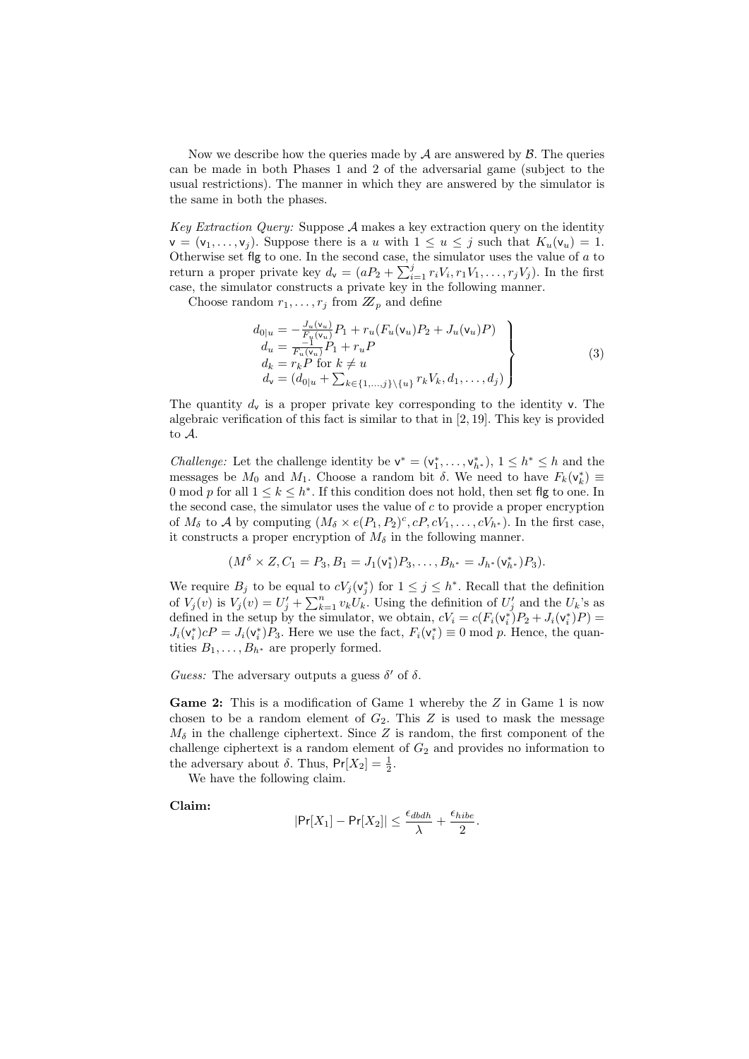Now we describe how the queries made by $\mathcal{A}$ are answered by $\mathcal{B}$. The queries can be made in both Phases 1 and 2 of the adversarial game (subject to the usual restrictions). The manner in which they are answered by the simulator is the same in both the phases.

*Key Extraction Query:* Suppose $\mathcal{A}$ makes a key extraction query on the identity $\mathsf{v} = (\mathsf{v}_1, \ldots, \mathsf{v}_j)$. Suppose there is a $u$ with $1 \leq u \leq j$ such that $K_u(\mathsf{v}_u) = 1$. Otherwise set $\mathsf{flg}$ to one. In the second case, the simulator uses the value of $a$ to return a proper private key $d_{\mathsf{v}} = (aP_2 + \sum_{i=1}^{j} r_i V_i, r_1 V_1, \ldots, r_j V_j)$. In the first case, the simulator constructs a private key in the following manner.

Choose random $r_1, \ldots, r_j$ from $\mathbb{Z}_p$ and define

$$
\left.
\begin{array}{l}
d_{0|u} = -\frac{J_u(\mathsf{v}_u)}{F_u(\mathsf{v}_u)} P_1 + r_u(F_u(\mathsf{v}_u) P_2 + J_u(\mathsf{v}_u) P) \\
d_u = \frac{-1}{F_u(\mathsf{v}_u)} P_1 + r_u P \\
d_k = r_k P \text{ for } k \neq u \\
d_{\mathsf{v}} = (d_{0|u} + \sum_{k \in \{1,\ldots,j\} \setminus \{u\}} r_k V_k, d_1, \ldots, d_j)
\end{array}
\right\} \quad (3)
$$

The quantity $d_{\mathsf{v}}$ is a proper private key corresponding to the identity $\mathsf{v}$. The algebraic verification of this fact is similar to that in [2, 19]. This key is provided to $\mathcal{A}$.

*Challenge:* Let the challenge identity be $\mathsf{v}^* = (\mathsf{v}_1^*, \ldots, \mathsf{v}_{h^*}^*)$, $1 \leq h^* \leq h$ and the messages be $M_0$ and $M_1$. Choose a random bit $\delta$. We need to have $F_k(\mathsf{v}_k^*) \equiv 0 \bmod p$ for all $1 \leq k \leq h^*$. If this condition does not hold, then set $\mathsf{flg}$ to one. In the second case, the simulator uses the value of $c$ to provide a proper encryption of $M_\delta$ to $\mathcal{A}$ by computing $(M_\delta \times e(P_1, P_2)^c, cP, cV_1, \ldots, cV_{h^*})$. In the first case, it constructs a proper encryption of $M_\delta$ in the following manner.

$$(M^\delta \times Z, C_1 = P_3, B_1 = J_1(\mathsf{v}_1^*) P_3, \ldots, B_{h^*} = J_{h^*}(\mathsf{v}_{h^*}^*) P_3).$$

We require $B_j$ to be equal to $cV_j(\mathsf{v}_j^*)$ for $1 \leq j \leq h^*$. Recall that the definition of $V_j(v)$ is $V_j(v) = U'_j + \sum_{k=1}^{n} v_k U_k$. Using the definition of $U'_j$ and the $U_k$'s as defined in the setup by the simulator, we obtain, $cV_i = c(F_i(\mathsf{v}_i^*) P_2 + J_i(\mathsf{v}_i^*) P) = J_i(\mathsf{v}_i^*) cP = J_i(\mathsf{v}_i^*) P_3$. Here we use the fact, $F_i(\mathsf{v}_i^*) \equiv 0 \bmod p$. Hence, the quantities $B_1, \ldots, B_{h^*}$ are properly formed.

*Guess:* The adversary outputs a guess $\delta'$ of $\delta$.

**Game 2:** This is a modification of Game 1 whereby the $Z$ in Game 1 is now chosen to be a random element of $G_2$. This $Z$ is used to mask the message $M_\delta$ in the challenge ciphertext. Since $Z$ is random, the first component of the challenge ciphertext is a random element of $G_2$ and provides no information to the adversary about $\delta$. Thus, $\Pr[X_2] = \frac{1}{2}$.

We have the following claim.

**Claim:**

$$|\Pr[X_1] - \Pr[X_2]| \leq \frac{\epsilon_{dbdh}}{\lambda} + \frac{\epsilon_{hibe}}{2}.$$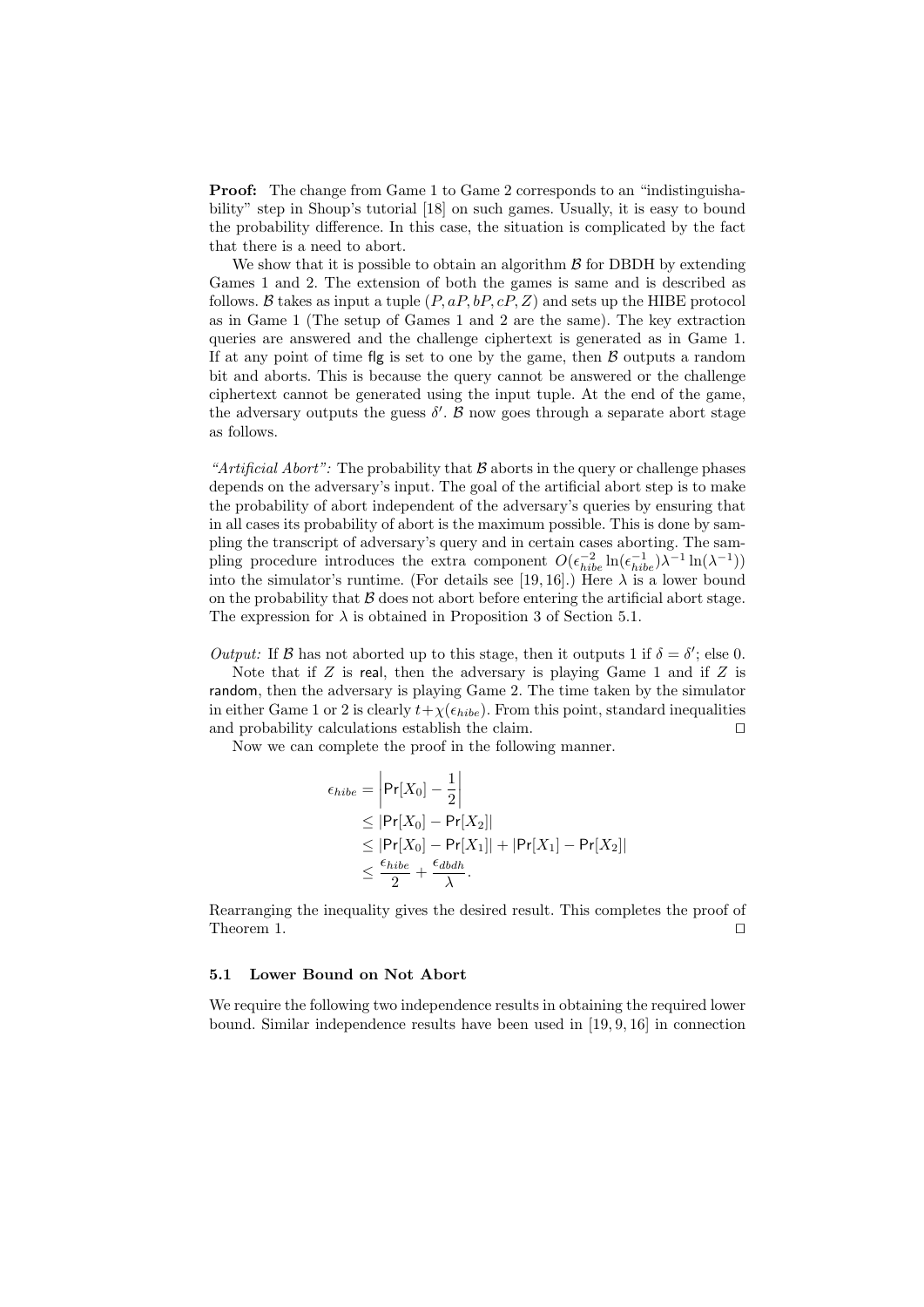**Proof:** The change from Game 1 to Game 2 corresponds to an "indistinguishability" step in Shoup's tutorial [18] on such games. Usually, it is easy to bound the probability difference. In this case, the situation is complicated by the fact that there is a need to abort.

We show that it is possible to obtain an algorithm $\mathcal{B}$ for DBDH by extending Games 1 and 2. The extension of both the games is same and is described as follows. $\mathcal{B}$ takes as input a tuple $(P, aP, bP, cP, Z)$ and sets up the HIBE protocol as in Game 1 (The setup of Games 1 and 2 are the same). The key extraction queries are answered and the challenge ciphertext is generated as in Game 1. If at any point of time $\mathsf{flg}$ is set to one by the game, then $\mathcal{B}$ outputs a random bit and aborts. This is because the query cannot be answered or the challenge ciphertext cannot be generated using the input tuple. At the end of the game, the adversary outputs the guess $\delta'$. $\mathcal{B}$ now goes through a separate abort stage as follows.

*"Artificial Abort":* The probability that $\mathcal{B}$ aborts in the query or challenge phases depends on the adversary's input. The goal of the artificial abort step is to make the probability of abort independent of the adversary's queries by ensuring that in all cases its probability of abort is the maximum possible. This is done by sampling the transcript of adversary's query and in certain cases aborting. The sampling procedure introduces the extra component $O(\epsilon_{hibe}^{-2}\ln(\epsilon_{hibe}^{-1})\lambda^{-1}\ln(\lambda^{-1}))$ into the simulator's runtime. (For details see [19, 16].) Here $\lambda$ is a lower bound on the probability that $\mathcal{B}$ does not abort before entering the artificial abort stage. The expression for $\lambda$ is obtained in Proposition 3 of Section 5.1.

*Output:* If $\mathcal{B}$ has not aborted up to this stage, then it outputs 1 if $\delta = \delta'$; else 0.

Note that if $Z$ is $\mathsf{real}$, then the adversary is playing Game 1 and if $Z$ is $\mathsf{random}$, then the adversary is playing Game 2. The time taken by the simulator in either Game 1 or 2 is clearly $t + \chi(\epsilon_{hibe})$. From this point, standard inequalities and probability calculations establish the claim. □

Now we can complete the proof in the following manner.

$$
\begin{aligned}
\epsilon_{hibe} &= \left|\mathsf{Pr}[X_0] - \frac{1}{2}\right| \\
&\leq |\mathsf{Pr}[X_0] - \mathsf{Pr}[X_2]| \\
&\leq |\mathsf{Pr}[X_0] - \mathsf{Pr}[X_1]| + |\mathsf{Pr}[X_1] - \mathsf{Pr}[X_2]| \\
&\leq \frac{\epsilon_{hibe}}{2} + \frac{\epsilon_{dbdh}}{\lambda}.
\end{aligned}
$$

Rearranging the inequality gives the desired result. This completes the proof of Theorem 1. □

### 5.1 Lower Bound on Not Abort

We require the following two independence results in obtaining the required lower bound. Similar independence results have been used in [19, 9, 16] in connection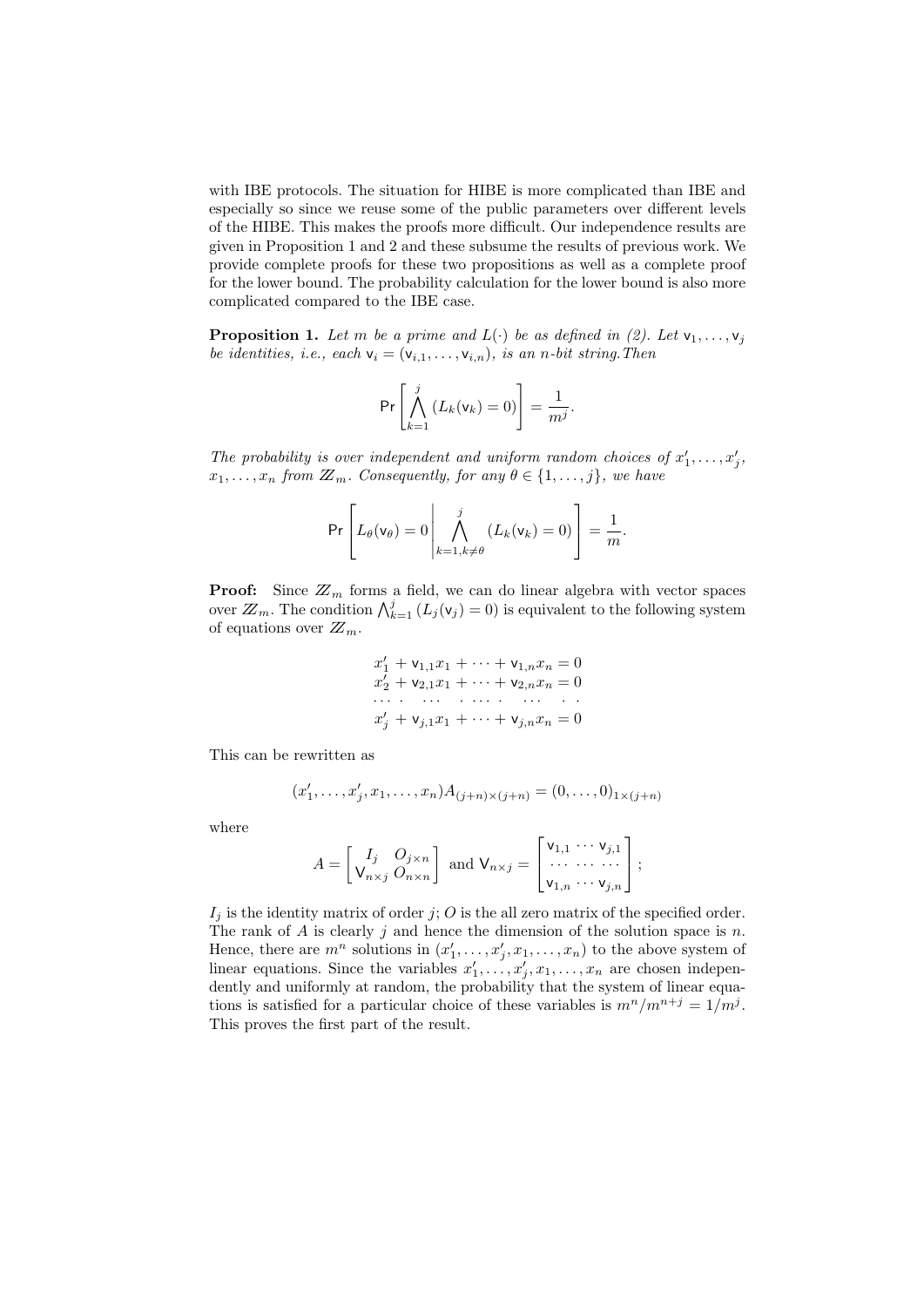with IBE protocols. The situation for HIBE is more complicated than IBE and especially so since we reuse some of the public parameters over different levels of the HIBE. This makes the proofs more difficult. Our independence results are given in Proposition 1 and 2 and these subsume the results of previous work. We provide complete proofs for these two propositions as well as a complete proof for the lower bound. The probability calculation for the lower bound is also more complicated compared to the IBE case.

**Proposition 1.** *Let $m$ be a prime and $L(\cdot)$ be as defined in (2). Let $\mathsf{v}_1, \ldots, \mathsf{v}_j$ be identities, i.e., each $\mathsf{v}_i = (\mathsf{v}_{i,1}, \ldots, \mathsf{v}_{i,n})$, is an $n$-bit string. Then*

$$\mathsf{Pr}\left[\bigwedge_{k=1}^{j} (L_k(\mathsf{v}_k) = 0)\right] = \frac{1}{m^j}.$$

*The probability is over independent and uniform random choices of $x'_1, \ldots, x'_j$, $x_1, \ldots, x_n$ from $\mathbb{Z}_m$. Consequently, for any $\theta \in \{1, \ldots, j\}$, we have*

$$\mathsf{Pr}\left[L_\theta(\mathsf{v}_\theta) = 0 \,\middle|\, \bigwedge_{k=1, k\neq\theta}^{j} (L_k(\mathsf{v}_k) = 0)\right] = \frac{1}{m}.$$

**Proof:** Since $\mathbb{Z}_m$ forms a field, we can do linear algebra with vector spaces over $\mathbb{Z}_m$. The condition $\bigwedge_{k=1}^{j} (L_j(\mathsf{v}_j) = 0)$ is equivalent to the following system of equations over $\mathbb{Z}_m$.

$$\begin{array}{l}
x'_1 + \mathsf{v}_{1,1}x_1 + \cdots + \mathsf{v}_{1,n}x_n = 0 \\
x'_2 + \mathsf{v}_{2,1}x_1 + \cdots + \mathsf{v}_{2,n}x_n = 0 \\
\cdots \quad \cdots \quad \cdots \quad \cdots \\
x'_j + \mathsf{v}_{j,1}x_1 + \cdots + \mathsf{v}_{j,n}x_n = 0
\end{array}$$

This can be rewritten as

$$(x'_1, \ldots, x'_j, x_1, \ldots, x_n) A_{(j+n)\times(j+n)} = (0, \ldots, 0)_{1\times(j+n)}$$

where

$$A = \begin{bmatrix} I_j & O_{j\times n} \\ \mathsf{V}_{n\times j} & O_{n\times n} \end{bmatrix} \text{ and } \mathsf{V}_{n\times j} = \begin{bmatrix} \mathsf{v}_{1,1} & \cdots & \mathsf{v}_{j,1} \\ \cdots & \cdots & \cdots \\ \mathsf{v}_{1,n} & \cdots & \mathsf{v}_{j,n} \end{bmatrix};$$

$I_j$ is the identity matrix of order $j$; $O$ is the all zero matrix of the specified order. The rank of $A$ is clearly $j$ and hence the dimension of the solution space is $n$. Hence, there are $m^n$ solutions in $(x'_1, \ldots, x'_j, x_1, \ldots, x_n)$ to the above system of linear equations. Since the variables $x'_1, \ldots, x'_j, x_1, \ldots, x_n$ are chosen independently and uniformly at random, the probability that the system of linear equations is satisfied for a particular choice of these variables is $m^n/m^{n+j} = 1/m^j$. This proves the first part of the result.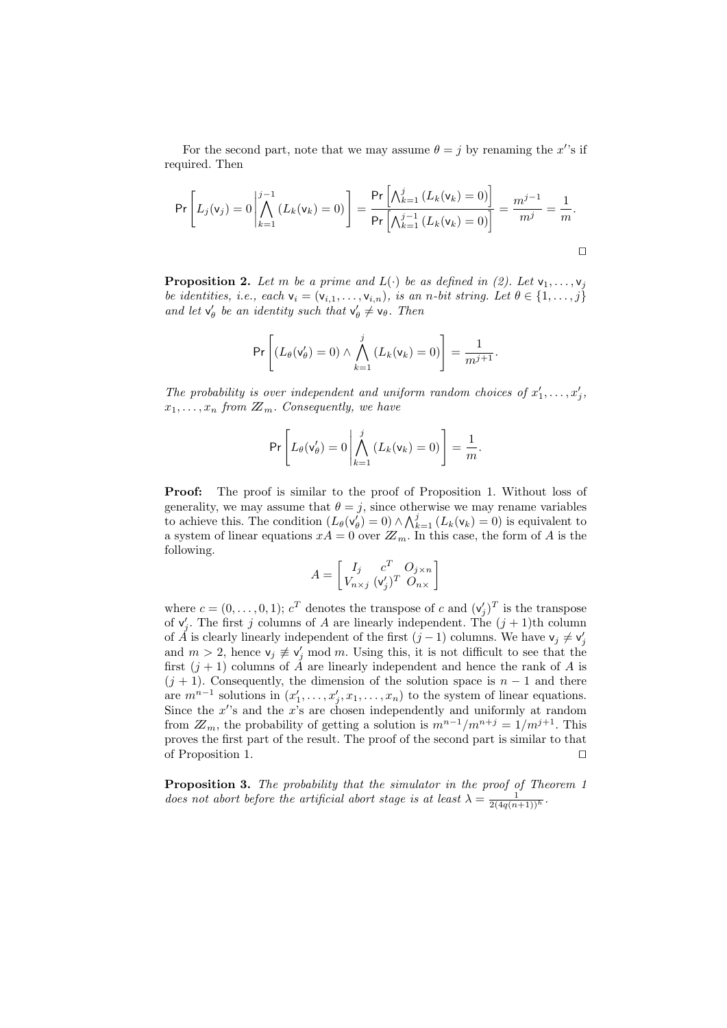For the second part, note that we may assume $\theta = j$ by renaming the $x'$'s if required. Then

$$\Pr\left[L_j(\mathsf{v}_j) = 0 \middle| \bigwedge_{k=1}^{j-1} (L_k(\mathsf{v}_k) = 0)\right] = \frac{\Pr\left[\bigwedge_{k=1}^{j} (L_k(\mathsf{v}_k) = 0)\right]}{\Pr\left[\bigwedge_{k=1}^{j-1} (L_k(\mathsf{v}_k) = 0)\right]} = \frac{m^{j-1}}{m^j} = \frac{1}{m}.$$

$\square$

**Proposition 2.** *Let $m$ be a prime and $L(\cdot)$ be as defined in (2). Let $\mathsf{v}_1, \ldots, \mathsf{v}_j$ be identities, i.e., each $\mathsf{v}_i = (\mathsf{v}_{i,1}, \ldots, \mathsf{v}_{i,n})$, is an $n$-bit string. Let $\theta \in \{1, \ldots, j\}$ and let $\mathsf{v}'_\theta$ be an identity such that $\mathsf{v}'_\theta \neq \mathsf{v}_\theta$. Then*

$$\Pr\left[(L_\theta(\mathsf{v}'_\theta) = 0) \wedge \bigwedge_{k=1}^{j} (L_k(\mathsf{v}_k) = 0)\right] = \frac{1}{m^{j+1}}.$$

*The probability is over independent and uniform random choices of $x'_1, \ldots, x'_j$, $x_1, \ldots, x_n$ from $\mathbb{Z}_m$. Consequently, we have*

$$\Pr\left[L_\theta(\mathsf{v}'_\theta) = 0 \middle| \bigwedge_{k=1}^{j} (L_k(\mathsf{v}_k) = 0)\right] = \frac{1}{m}.$$

**Proof:** The proof is similar to the proof of Proposition 1. Without loss of generality, we may assume that $\theta = j$, since otherwise we may rename variables to achieve this. The condition $(L_\theta(\mathsf{v}'_\theta) = 0) \wedge \bigwedge_{k=1}^{j} (L_k(\mathsf{v}_k) = 0)$ is equivalent to a system of linear equations $xA = 0$ over $\mathbb{Z}_m$. In this case, the form of $A$ is the following.

$$A = \begin{bmatrix} I_j & c^T & O_{j \times n} \\ V_{n \times j} & (\mathsf{v}'_j)^T & O_{n \times} \end{bmatrix}$$

where $c = (0, \ldots, 0, 1)$; $c^T$ denotes the transpose of $c$ and $(\mathsf{v}'_j)^T$ is the transpose of $\mathsf{v}'_j$. The first $j$ columns of $A$ are linearly independent. The $(j+1)$th column of $A$ is clearly linearly independent of the first $(j-1)$ columns. We have $\mathsf{v}_j \neq \mathsf{v}'_j$ and $m > 2$, hence $\mathsf{v}_j \not\equiv \mathsf{v}'_j \bmod m$. Using this, it is not difficult to see that the first $(j+1)$ columns of $A$ are linearly independent and hence the rank of $A$ is $(j+1)$. Consequently, the dimension of the solution space is $n-1$ and there are $m^{n-1}$ solutions in $(x'_1, \ldots, x'_j, x_1, \ldots, x_n)$ to the system of linear equations. Since the $x'$'s and the $x$'s are chosen independently and uniformly at random from $\mathbb{Z}_m$, the probability of getting a solution is $m^{n-1}/m^{n+j} = 1/m^{j+1}$. This proves the first part of the result. The proof of the second part is similar to that of Proposition 1. $\square$

**Proposition 3.** *The probability that the simulator in the proof of Theorem 1 does not abort before the artificial abort stage is at least $\lambda = \frac{1}{2(4q(n+1))^h}$.*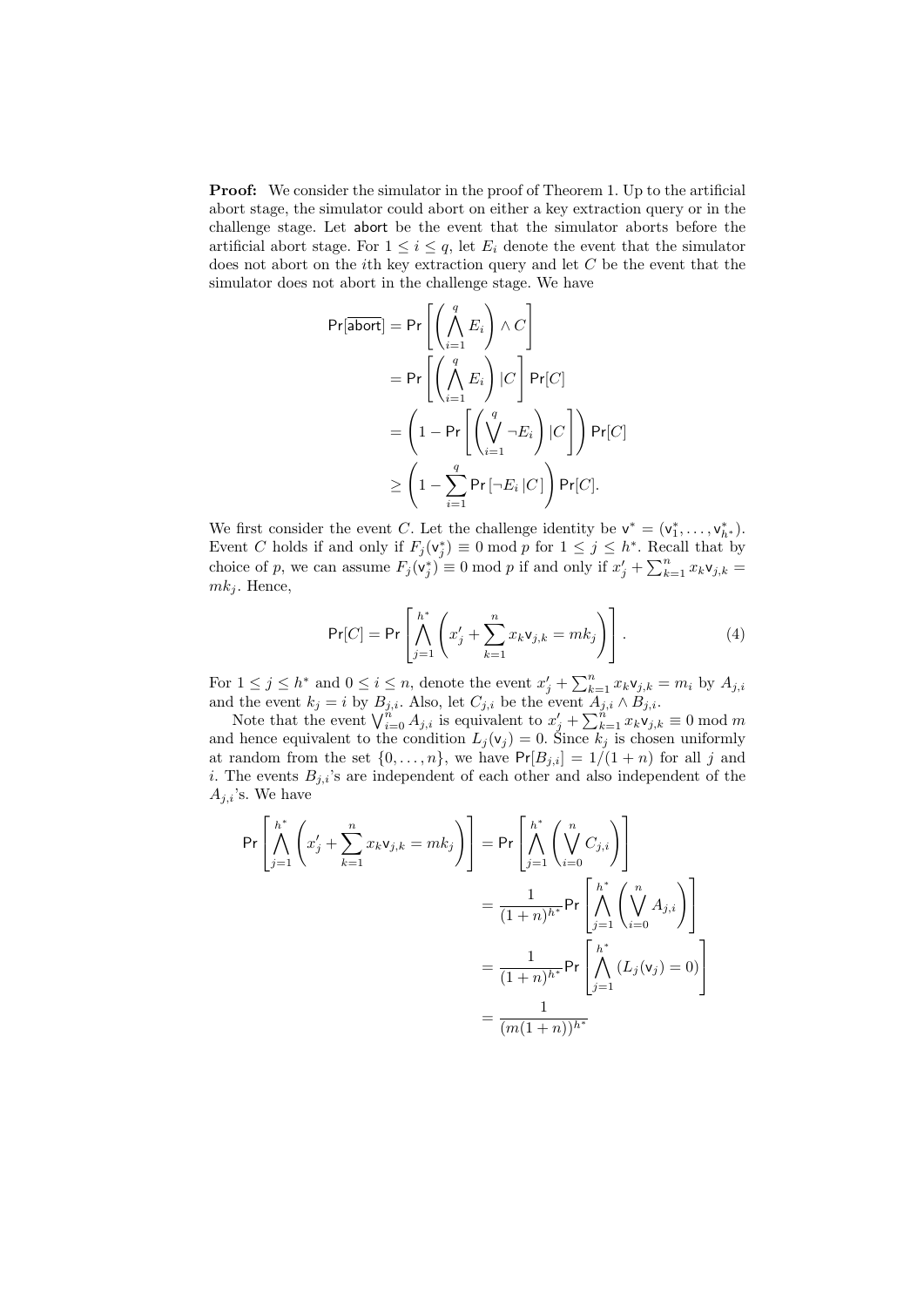**Proof:** We consider the simulator in the proof of Theorem 1. Up to the artificial abort stage, the simulator could abort on either a key extraction query or in the challenge stage. Let $\mathsf{abort}$ be the event that the simulator aborts before the artificial abort stage. For $1 \leq i \leq q$, let $E_i$ denote the event that the simulator does not abort on the $i$th key extraction query and let $C$ be the event that the simulator does not abort in the challenge stage. We have

$$
\begin{aligned}
\Pr[\overline{\mathsf{abort}}] &= \Pr\left[\left(\bigwedge_{i=1}^{q} E_i\right) \wedge C\right] \\
&= \Pr\left[\left(\bigwedge_{i=1}^{q} E_i\right) | C\right] \Pr[C] \\
&= \left(1 - \Pr\left[\left(\bigvee_{i=1}^{q} \neg E_i\right) | C\right]\right) \Pr[C] \\
&\geq \left(1 - \sum_{i=1}^{q} \Pr\left[\neg E_i \,|C\right]\right) \Pr[C].
\end{aligned}
$$

We first consider the event $C$. Let the challenge identity be $\mathsf{v}^* = (\mathsf{v}_1^*, \ldots, \mathsf{v}_{h^*}^*)$. Event $C$ holds if and only if $F_j(\mathsf{v}_j^*) \equiv 0 \bmod p$ for $1 \leq j \leq h^*$. Recall that by choice of $p$, we can assume $F_j(\mathsf{v}_j^*) \equiv 0 \bmod p$ if and only if $x_j' + \sum_{k=1}^{n} x_k \mathsf{v}_{j,k} = mk_j$. Hence,

$$
\Pr[C] = \Pr\left[\bigwedge_{j=1}^{h^*}\left(x_j' + \sum_{k=1}^{n} x_k \mathsf{v}_{j,k} = mk_j\right)\right]. \tag{4}
$$

For $1 \leq j \leq h^*$ and $0 \leq i \leq n$, denote the event $x_j' + \sum_{k=1}^{n} x_k \mathsf{v}_{j,k} = m_i$ by $A_{j,i}$ and the event $k_j = i$ by $B_{j,i}$. Also, let $C_{j,i}$ be the event $A_{j,i} \wedge B_{j,i}$.

Note that the event $\bigvee_{i=0}^{n} A_{j,i}$ is equivalent to $x_j' + \sum_{k=1}^{n} x_k \mathsf{v}_{j,k} \equiv 0 \bmod m$ and hence equivalent to the condition $L_j(\mathsf{v}_j) = 0$. Since $k_j$ is chosen uniformly at random from the set $\{0, \ldots, n\}$, we have $\Pr[B_{j,i}] = 1/(1+n)$ for all $j$ and $i$. The events $B_{j,i}$'s are independent of each other and also independent of the $A_{j,i}$'s. We have

$$
\begin{aligned}
\Pr\left[\bigwedge_{j=1}^{h^*}\left(x_j' + \sum_{k=1}^{n} x_k \mathsf{v}_{j,k} = mk_j\right)\right] &= \Pr\left[\bigwedge_{j=1}^{h^*}\left(\bigvee_{i=0}^{n} C_{j,i}\right)\right] \\
&= \frac{1}{(1+n)^{h^*}} \Pr\left[\bigwedge_{j=1}^{h^*}\left(\bigvee_{i=0}^{n} A_{j,i}\right)\right] \\
&= \frac{1}{(1+n)^{h^*}} \Pr\left[\bigwedge_{j=1}^{h^*}\left(L_j(\mathsf{v}_j) = 0\right)\right] \\
&= \frac{1}{(m(1+n))^{h^*}}
\end{aligned}
$$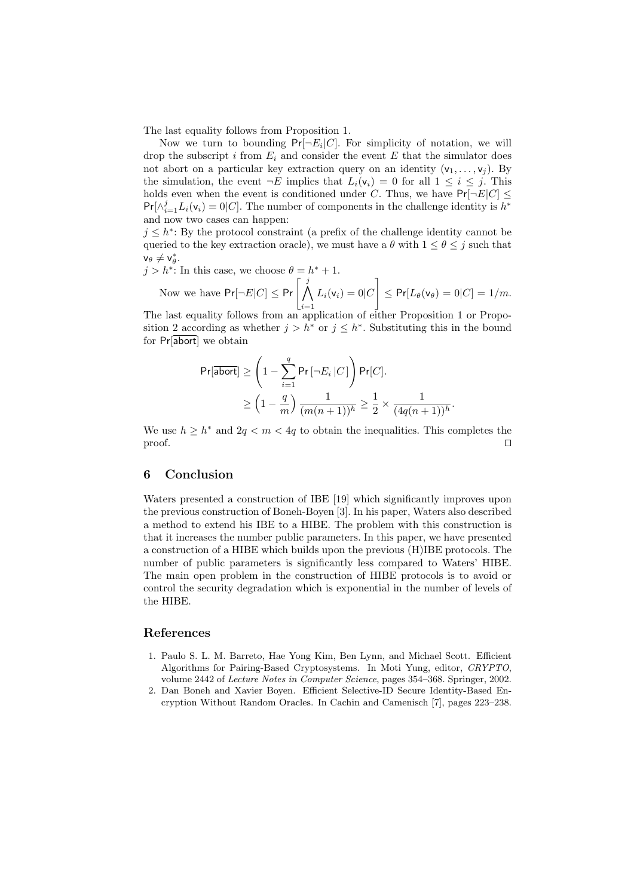The last equality follows from Proposition 1.

Now we turn to bounding $\Pr[\neg E_i|C]$. For simplicity of notation, we will drop the subscript $i$ from $E_i$ and consider the event $E$ that the simulator does not abort on a particular key extraction query on an identity $(\mathsf{v}_1, \ldots, \mathsf{v}_j)$. By the simulation, the event $\neg E$ implies that $L_i(\mathsf{v}_i) = 0$ for all $1 \leq i \leq j$. This holds even when the event is conditioned under $C$. Thus, we have $\Pr[\neg E|C] \leq \Pr[\wedge_{i=1}^{j} L_i(\mathsf{v}_i) = 0|C]$. The number of components in the challenge identity is $h^*$ and now two cases can happen:

$j \leq h^*$: By the protocol constraint (a prefix of the challenge identity cannot be queried to the key extraction oracle), we must have a $\theta$ with $1 \leq \theta \leq j$ such that $\mathsf{v}_\theta \neq \mathsf{v}^*_\theta$.

$j > h^*$: In this case, we choose $\theta = h^* + 1$.

Now we have $\Pr[\neg E|C] \leq \Pr\left[\bigwedge_{i=1}^{j} L_i(\mathsf{v}_i) = 0|C\right] \leq \Pr[L_\theta(\mathsf{v}_\theta) = 0|C] = 1/m.$

The last equality follows from an application of either Proposition 1 or Proposition 2 according as whether $j > h^*$ or $j \leq h^*$. Substituting this in the bound for $\Pr[\overline{\mathsf{abort}}]$ we obtain

$$
\begin{aligned}
\Pr[\overline{\mathsf{abort}}] &\geq \left(1 - \sum_{i=1}^{q} \Pr\left[\neg E_i \,|C\right]\right) \Pr[C]. \\
&\geq \left(1 - \frac{q}{m}\right) \frac{1}{(m(n+1))^h} \geq \frac{1}{2} \times \frac{1}{(4q(n+1))^h}.
\end{aligned}
$$

We use $h \geq h^*$ and $2q < m < 4q$ to obtain the inequalities. This completes the proof. $\square$

## 6 Conclusion

Waters presented a construction of IBE [19] which significantly improves upon the previous construction of Boneh-Boyen [3]. In his paper, Waters also described a method to extend his IBE to a HIBE. The problem with this construction is that it increases the number public parameters. In this paper, we have presented a construction of a HIBE which builds upon the previous (H)IBE protocols. The number of public parameters is significantly less compared to Waters' HIBE. The main open problem in the construction of HIBE protocols is to avoid or control the security degradation which is exponential in the number of levels of the HIBE.

## References

1. Paulo S. L. M. Barreto, Hae Yong Kim, Ben Lynn, and Michael Scott. Efficient Algorithms for Pairing-Based Cryptosystems. In Moti Yung, editor, *CRYPTO*, volume 2442 of *Lecture Notes in Computer Science*, pages 354–368. Springer, 2002.
2. Dan Boneh and Xavier Boyen. Efficient Selective-ID Secure Identity-Based Encryption Without Random Oracles. In Cachin and Camenisch [7], pages 223–238.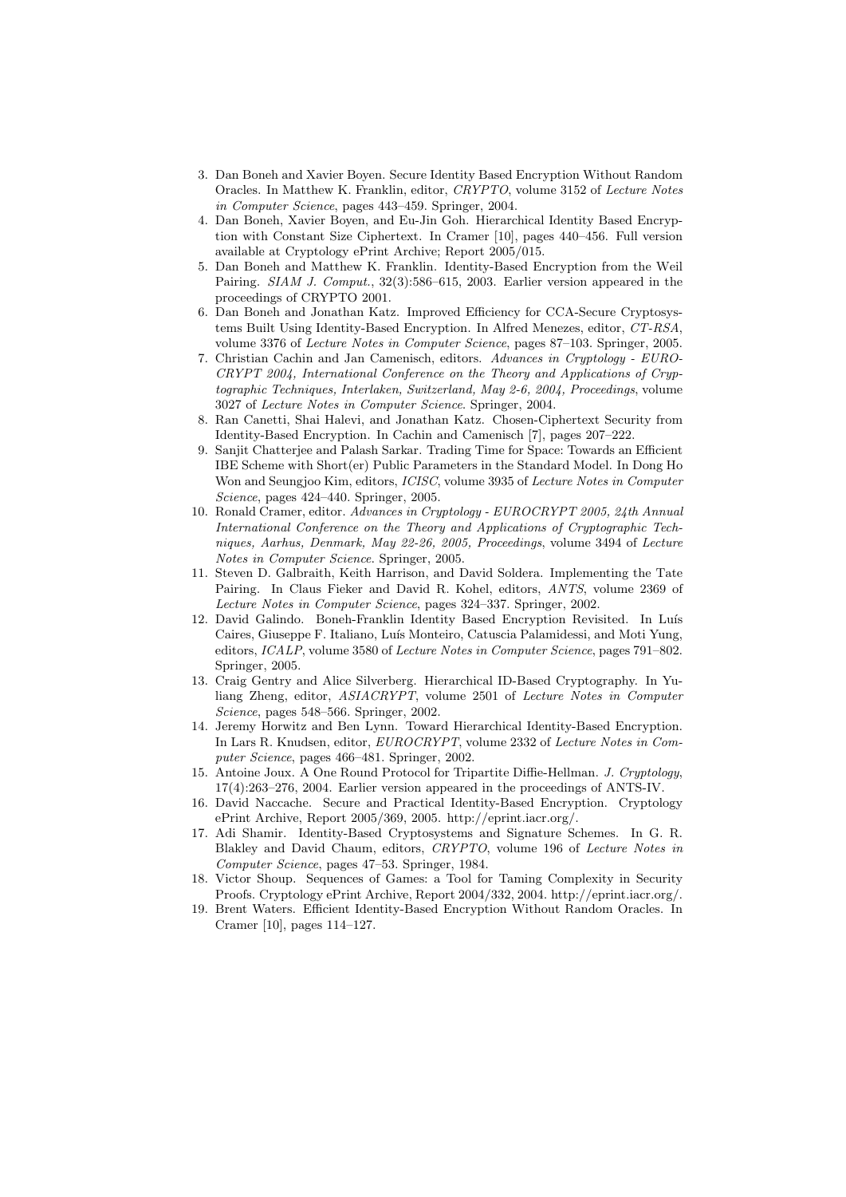3. Dan Boneh and Xavier Boyen. Secure Identity Based Encryption Without Random Oracles. In Matthew K. Franklin, editor, *CRYPTO*, volume 3152 of *Lecture Notes in Computer Science*, pages 443–459. Springer, 2004.
4. Dan Boneh, Xavier Boyen, and Eu-Jin Goh. Hierarchical Identity Based Encryption with Constant Size Ciphertext. In Cramer [10], pages 440–456. Full version available at Cryptology ePrint Archive; Report 2005/015.
5. Dan Boneh and Matthew K. Franklin. Identity-Based Encryption from the Weil Pairing. *SIAM J. Comput.*, 32(3):586–615, 2003. Earlier version appeared in the proceedings of CRYPTO 2001.
6. Dan Boneh and Jonathan Katz. Improved Efficiency for CCA-Secure Cryptosystems Built Using Identity-Based Encryption. In Alfred Menezes, editor, *CT-RSA*, volume 3376 of *Lecture Notes in Computer Science*, pages 87–103. Springer, 2005.
7. Christian Cachin and Jan Camenisch, editors. *Advances in Cryptology - EUROCRYPT 2004, International Conference on the Theory and Applications of Cryptographic Techniques, Interlaken, Switzerland, May 2-6, 2004, Proceedings*, volume 3027 of *Lecture Notes in Computer Science*. Springer, 2004.
8. Ran Canetti, Shai Halevi, and Jonathan Katz. Chosen-Ciphertext Security from Identity-Based Encryption. In Cachin and Camenisch [7], pages 207–222.
9. Sanjit Chatterjee and Palash Sarkar. Trading Time for Space: Towards an Efficient IBE Scheme with Short(er) Public Parameters in the Standard Model. In Dong Ho Won and Seungjoo Kim, editors, *ICISC*, volume 3935 of *Lecture Notes in Computer Science*, pages 424–440. Springer, 2005.
10. Ronald Cramer, editor. *Advances in Cryptology - EUROCRYPT 2005, 24th Annual International Conference on the Theory and Applications of Cryptographic Techniques, Aarhus, Denmark, May 22-26, 2005, Proceedings*, volume 3494 of *Lecture Notes in Computer Science*. Springer, 2005.
11. Steven D. Galbraith, Keith Harrison, and David Soldera. Implementing the Tate Pairing. In Claus Fieker and David R. Kohel, editors, *ANTS*, volume 2369 of *Lecture Notes in Computer Science*, pages 324–337. Springer, 2002.
12. David Galindo. Boneh-Franklin Identity Based Encryption Revisited. In Luís Caires, Giuseppe F. Italiano, Luís Monteiro, Catuscia Palamidessi, and Moti Yung, editors, *ICALP*, volume 3580 of *Lecture Notes in Computer Science*, pages 791–802. Springer, 2005.
13. Craig Gentry and Alice Silverberg. Hierarchical ID-Based Cryptography. In Yuliang Zheng, editor, *ASIACRYPT*, volume 2501 of *Lecture Notes in Computer Science*, pages 548–566. Springer, 2002.
14. Jeremy Horwitz and Ben Lynn. Toward Hierarchical Identity-Based Encryption. In Lars R. Knudsen, editor, *EUROCRYPT*, volume 2332 of *Lecture Notes in Computer Science*, pages 466–481. Springer, 2002.
15. Antoine Joux. A One Round Protocol for Tripartite Diffie-Hellman. *J. Cryptology*, 17(4):263–276, 2004. Earlier version appeared in the proceedings of ANTS-IV.
16. David Naccache. Secure and Practical Identity-Based Encryption. Cryptology ePrint Archive, Report 2005/369, 2005. http://eprint.iacr.org/.
17. Adi Shamir. Identity-Based Cryptosystems and Signature Schemes. In G. R. Blakley and David Chaum, editors, *CRYPTO*, volume 196 of *Lecture Notes in Computer Science*, pages 47–53. Springer, 1984.
18. Victor Shoup. Sequences of Games: a Tool for Taming Complexity in Security Proofs. Cryptology ePrint Archive, Report 2004/332, 2004. http://eprint.iacr.org/.
19. Brent Waters. Efficient Identity-Based Encryption Without Random Oracles. In Cramer [10], pages 114–127.